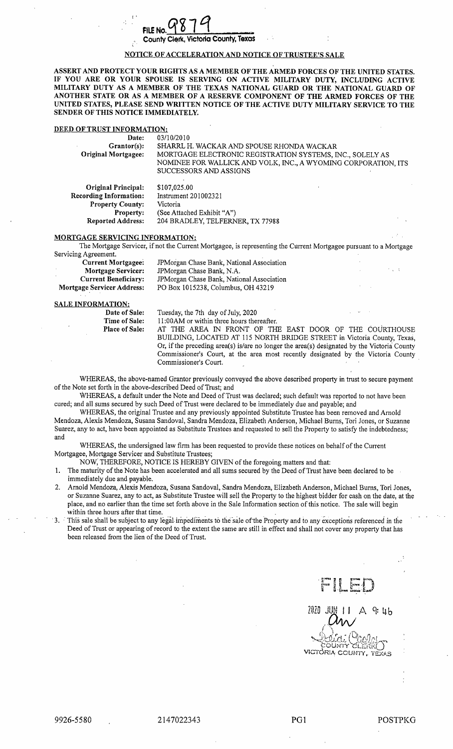FILE No. 9879

County Clerk, Victoria County, Texas

## NOTICE OF ACCELERATION AND NOTICE OF TRUSTEE'S SALE

**ASSERT AND PROTECT YOUR RIGHTS AS A MEMBER OF THE ARMED FORCES OF THE UNITED STATES. IF YOU ARE OR YOUR SPOUSE IS SERVING ON ACTIVE MILITARY DUTY, INCLUDING ACTIVE MILITARY DUTY AS A MEMBER OF THE TEXAS NATIONAL GUARD OR THE NATIONAL GUARD OF ANOTHER STATE OR AS A MEMBER OF A RESERVE COMPONENT OF THE ARMED FORCES OF THE UNITED STATES, PLEASE SEND WRITTEN NOTICE OF THE ACTIVE DUTY MILITARY SERVICE TO THE SENDER OF THIS NOTICE IMMEDIATELY.**

### DEED OF TRUST INFORMATION:

| | |
|---|---|
| **Date:** | 03/10/2010 |
| **Grantor(s):** | SHARRL H. WACKAR AND SPOUSE RHONDA WACKAR |
| **Original Mortgagee:** | MORTGAGE ELECTRONIC REGISTRATION SYSTEMS, INC., SOLELY AS NOMINEE FOR WALLICK AND VOLK, INC., A WYOMING CORPORATION, ITS SUCCESSORS AND ASSIGNS |
| **Original Principal:** | $107,025.00 |
| **Recording Information:** | Instrument 201002321 |
| **Property County:** | Victoria |
| **Property:** | (See Attached Exhibit "A") |
| **Reported Address:** | 204 BRADLEY, TELFERNER, TX 77988 |

### MORTGAGE SERVICING INFORMATION:

The Mortgage Servicer, if not the Current Mortgagee, is representing the Current Mortgagee pursuant to a Mortgage Servicing Agreement.

| | |
|---|---|
| **Current Mortgagee:** | JPMorgan Chase Bank, National Association |
| **Mortgage Servicer:** | JPMorgan Chase Bank, N.A. |
| **Current Beneficiary:** | JPMorgan Chase Bank, National Association |
| **Mortgage Servicer Address:** | PO Box 1015238, Columbus, OH 43219 |

### SALE INFORMATION:

| | |
|---|---|
| **Date of Sale:** | Tuesday, the 7th day of July, 2020 |
| **Time of Sale:** | 11:00AM or within three hours thereafter. |
| **Place of Sale:** | AT THE AREA IN FRONT OF THE EAST DOOR OF THE COURTHOUSE BUILDING, LOCATED AT 115 NORTH BRIDGE STREET in Victoria County, Texas, Or, if the preceding area(s) is/are no longer the area(s) designated by the Victoria County Commissioner's Court, at the area most recently designated by the Victoria County Commissioner's Court. |

WHEREAS, the above-named Grantor previously conveyed the above described property in trust to secure payment of the Note set forth in the above-described Deed of Trust; and

WHEREAS, a default under the Note and Deed of Trust was declared; such default was reported to not have been cured; and all sums secured by such Deed of Trust were declared to be immediately due and payable; and

WHEREAS, the original Trustee and any previously appointed Substitute Trustee has been removed and Arnold Mendoza, Alexis Mendoza, Susana Sandoval, Sandra Mendoza, Elizabeth Anderson, Michael Burns, Tori Jones, or Suzanne Suarez, any to act, have been appointed as Substitute Trustees and requested to sell the Property to satisfy the indebtedness; and

WHEREAS, the undersigned law firm has been requested to provide these notices on behalf of the Current Mortgagee, Mortgage Servicer and Substitute Trustees;

NOW, THEREFORE, NOTICE IS HEREBY GIVEN of the foregoing matters and that:

1. The maturity of the Note has been accelerated and all sums secured by the Deed of Trust have been declared to be immediately due and payable.
2. Arnold Mendoza, Alexis Mendoza, Susana Sandoval, Sandra Mendoza, Elizabeth Anderson, Michael Burns, Tori Jones, or Suzanne Suarez, any to act, as Substitute Trustee will sell the Property to the highest bidder for cash on the date, at the place, and no earlier than the time set forth above in the Sale Information section of this notice. The sale will begin within three hours after that time.
3. This sale shall be subject to any legal impediments to the sale of the Property and to any exceptions referenced in the Deed of Trust or appearing of record to the extent the same are still in effect and shall not cover any property that has been released from the lien of the Deed of Trust.

FILED

2020 JUN 11 A 9:46

COUNTY CLERK
VICTORIA COUNTY, TEXAS

9926-5580 2147022343 PG1 POSTPKG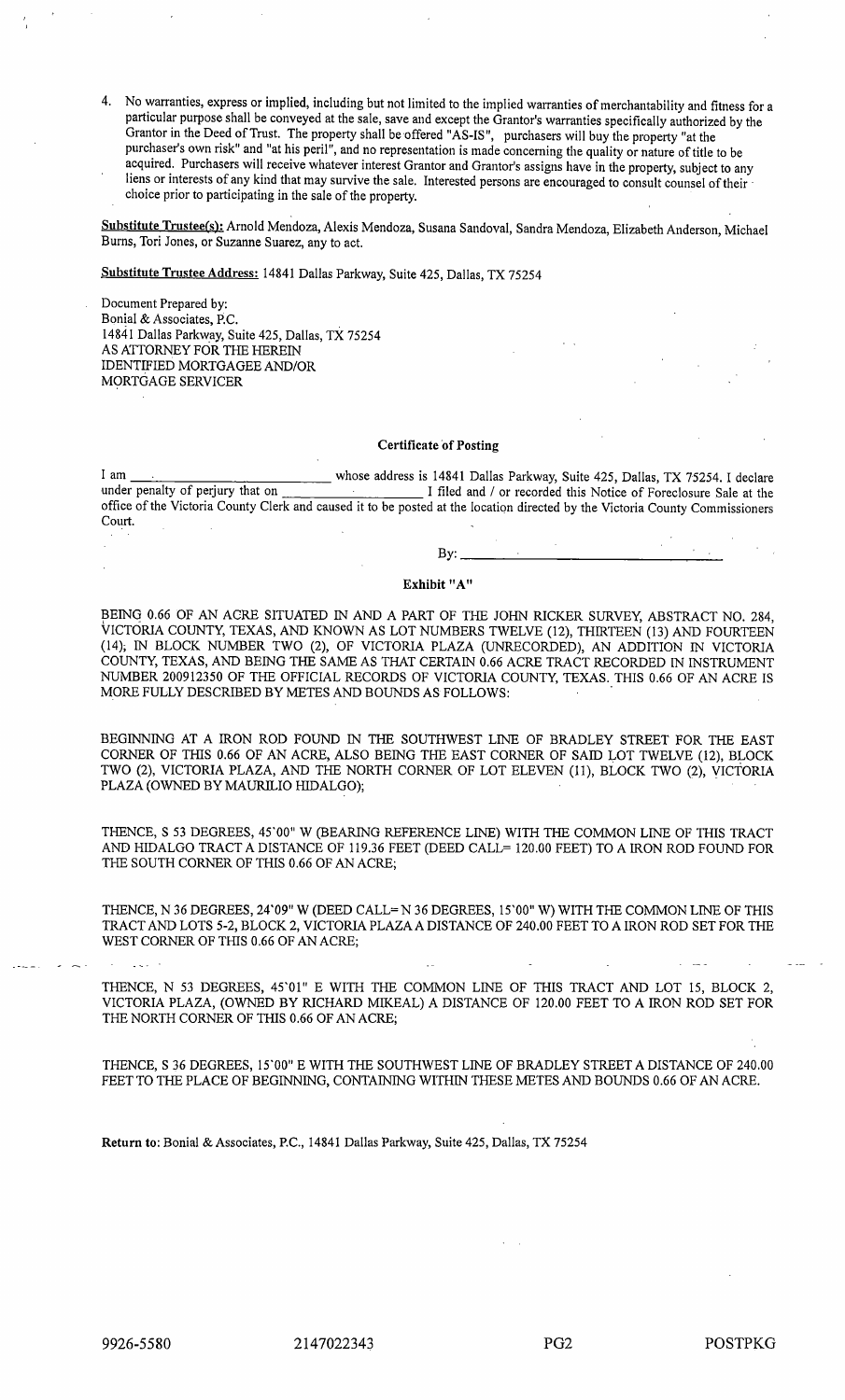4. No warranties, express or implied, including but not limited to the implied warranties of merchantability and fitness for a particular purpose shall be conveyed at the sale, save and except the Grantor's warranties specifically authorized by the Grantor in the Deed of Trust. The property shall be offered "AS-IS", purchasers will buy the property "at the purchaser's own risk" and "at his peril", and no representation is made concerning the quality or nature of title to be acquired. Purchasers will receive whatever interest Grantor and Grantor's assigns have in the property, subject to any liens or interests of any kind that may survive the sale. Interested persons are encouraged to consult counsel of their choice prior to participating in the sale of the property.

**Substitute Trustee(s):** Arnold Mendoza, Alexis Mendoza, Susana Sandoval, Sandra Mendoza, Elizabeth Anderson, Michael Burns, Tori Jones, or Suzanne Suarez, any to act.

**Substitute Trustee Address:** 14841 Dallas Parkway, Suite 425, Dallas, TX 75254

Document Prepared by:
Bonial & Associates, P.C.
14841 Dallas Parkway, Suite 425, Dallas, TX 75254
AS ATTORNEY FOR THE HEREIN
IDENTIFIED MORTGAGEE AND/OR
MORTGAGE SERVICER

### Certificate of Posting

I am ______________________ whose address is 14841 Dallas Parkway, Suite 425, Dallas, TX 75254. I declare under penalty of perjury that on ______________________ I filed and / or recorded this Notice of Foreclosure Sale at the office of the Victoria County Clerk and caused it to be posted at the location directed by the Victoria County Commissioners Court.

By: ______________________

### Exhibit "A"

BEING 0.66 OF AN ACRE SITUATED IN AND A PART OF THE JOHN RICKER SURVEY, ABSTRACT NO. 284, VICTORIA COUNTY, TEXAS, AND KNOWN AS LOT NUMBERS TWELVE (12), THIRTEEN (13) AND FOURTEEN (14), IN BLOCK NUMBER TWO (2), OF VICTORIA PLAZA (UNRECORDED), AN ADDITION IN VICTORIA COUNTY, TEXAS, AND BEING THE SAME AS THAT CERTAIN 0.66 ACRE TRACT RECORDED IN INSTRUMENT NUMBER 200912350 OF THE OFFICIAL RECORDS OF VICTORIA COUNTY, TEXAS. THIS 0.66 OF AN ACRE IS MORE FULLY DESCRIBED BY METES AND BOUNDS AS FOLLOWS:

BEGINNING AT A IRON ROD FOUND IN THE SOUTHWEST LINE OF BRADLEY STREET FOR THE EAST CORNER OF THIS 0.66 OF AN ACRE, ALSO BEING THE EAST CORNER OF SAID LOT TWELVE (12), BLOCK TWO (2), VICTORIA PLAZA, AND THE NORTH CORNER OF LOT ELEVEN (11), BLOCK TWO (2), VICTORIA PLAZA (OWNED BY MAURILIO HIDALGO);

THENCE, S 53 DEGREES, 45'00" W (BEARING REFERENCE LINE) WITH THE COMMON LINE OF THIS TRACT AND HIDALGO TRACT A DISTANCE OF 119.36 FEET (DEED CALL= 120.00 FEET) TO A IRON ROD FOUND FOR THE SOUTH CORNER OF THIS 0.66 OF AN ACRE;

THENCE, N 36 DEGREES, 24'09" W (DEED CALL= N 36 DEGREES, 15'00" W) WITH THE COMMON LINE OF THIS TRACT AND LOTS 5-2, BLOCK 2, VICTORIA PLAZA A DISTANCE OF 240.00 FEET TO A IRON ROD SET FOR THE WEST CORNER OF THIS 0.66 OF AN ACRE;

THENCE, N 53 DEGREES, 45'01" E WITH THE COMMON LINE OF THIS TRACT AND LOT 15, BLOCK 2, VICTORIA PLAZA, (OWNED BY RICHARD MIKEAL) A DISTANCE OF 120.00 FEET TO A IRON ROD SET FOR THE NORTH CORNER OF THIS 0.66 OF AN ACRE;

THENCE, S 36 DEGREES, 15'00" E WITH THE SOUTHWEST LINE OF BRADLEY STREET A DISTANCE OF 240.00 FEET TO THE PLACE OF BEGINNING, CONTAINING WITHIN THESE METES AND BOUNDS 0.66 OF AN ACRE.

**Return to:** Bonial & Associates, P.C., 14841 Dallas Parkway, Suite 425, Dallas, TX 75254

9926-5580 2147022343 PG2 POSTPKG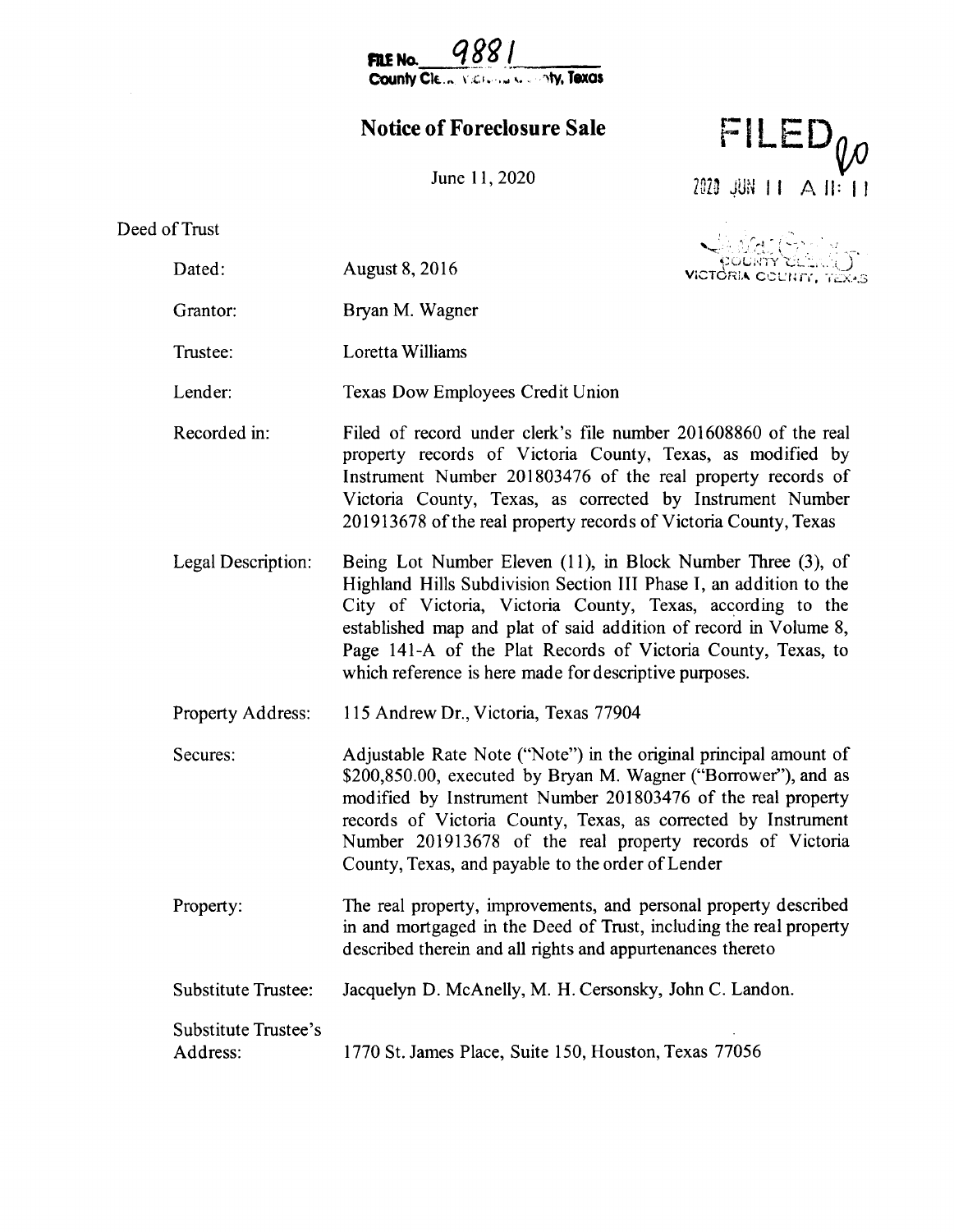FILE No. 9881
County Cle... ... County, Texas

# Notice of Foreclosure Sale

June 11, 2020

FILED
2020 JUN 11 A 11:11

COUNTY CLERK
VICTORIA COUNTY, TEXAS

Deed of Trust

| | |
|---|---|
| Dated: | August 8, 2016 |
| Grantor: | Bryan M. Wagner |
| Trustee: | Loretta Williams |
| Lender: | Texas Dow Employees Credit Union |
| Recorded in: | Filed of record under clerk's file number 201608860 of the real property records of Victoria County, Texas, as modified by Instrument Number 201803476 of the real property records of Victoria County, Texas, as corrected by Instrument Number 201913678 of the real property records of Victoria County, Texas |
| Legal Description: | Being Lot Number Eleven (11), in Block Number Three (3), of Highland Hills Subdivision Section III Phase I, an addition to the City of Victoria, Victoria County, Texas, according to the established map and plat of said addition of record in Volume 8, Page 141-A of the Plat Records of Victoria County, Texas, to which reference is here made for descriptive purposes. |
| Property Address: | 115 Andrew Dr., Victoria, Texas 77904 |
| Secures: | Adjustable Rate Note ("Note") in the original principal amount of $200,850.00, executed by Bryan M. Wagner ("Borrower"), and as modified by Instrument Number 201803476 of the real property records of Victoria County, Texas, as corrected by Instrument Number 201913678 of the real property records of Victoria County, Texas, and payable to the order of Lender |
| Property: | The real property, improvements, and personal property described in and mortgaged in the Deed of Trust, including the real property described therein and all rights and appurtenances thereto |
| Substitute Trustee: | Jacquelyn D. McAnelly, M. H. Cersonsky, John C. Landon. |
| Substitute Trustee's Address: | 1770 St. James Place, Suite 150, Houston, Texas 77056 |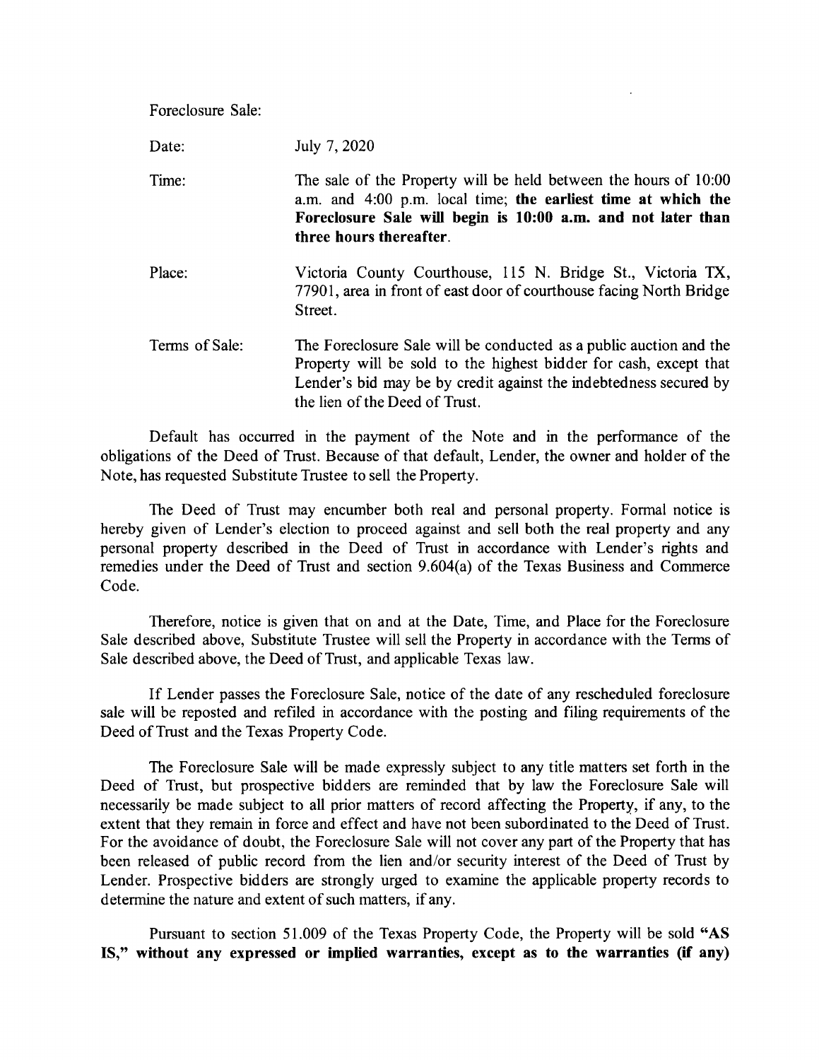Foreclosure Sale:

| | |
|---|---|
| Date: | July 7, 2020 |
| Time: | The sale of the Property will be held between the hours of 10:00 a.m. and 4:00 p.m. local time; **the earliest time at which the Foreclosure Sale will begin is 10:00 a.m. and not later than three hours thereafter**. |
| Place: | Victoria County Courthouse, 115 N. Bridge St., Victoria TX, 77901, area in front of east door of courthouse facing North Bridge Street. |
| Terms of Sale: | The Foreclosure Sale will be conducted as a public auction and the Property will be sold to the highest bidder for cash, except that Lender's bid may be by credit against the indebtedness secured by the lien of the Deed of Trust. |

Default has occurred in the payment of the Note and in the performance of the obligations of the Deed of Trust. Because of that default, Lender, the owner and holder of the Note, has requested Substitute Trustee to sell the Property.

The Deed of Trust may encumber both real and personal property. Formal notice is hereby given of Lender's election to proceed against and sell both the real property and any personal property described in the Deed of Trust in accordance with Lender's rights and remedies under the Deed of Trust and section 9.604(a) of the Texas Business and Commerce Code.

Therefore, notice is given that on and at the Date, Time, and Place for the Foreclosure Sale described above, Substitute Trustee will sell the Property in accordance with the Terms of Sale described above, the Deed of Trust, and applicable Texas law.

If Lender passes the Foreclosure Sale, notice of the date of any rescheduled foreclosure sale will be reposted and refiled in accordance with the posting and filing requirements of the Deed of Trust and the Texas Property Code.

The Foreclosure Sale will be made expressly subject to any title matters set forth in the Deed of Trust, but prospective bidders are reminded that by law the Foreclosure Sale will necessarily be made subject to all prior matters of record affecting the Property, if any, to the extent that they remain in force and effect and have not been subordinated to the Deed of Trust. For the avoidance of doubt, the Foreclosure Sale will not cover any part of the Property that has been released of public record from the lien and/or security interest of the Deed of Trust by Lender. Prospective bidders are strongly urged to examine the applicable property records to determine the nature and extent of such matters, if any.

Pursuant to section 51.009 of the Texas Property Code, the Property will be sold **"AS IS," without any expressed or implied warranties, except as to the warranties (if any)**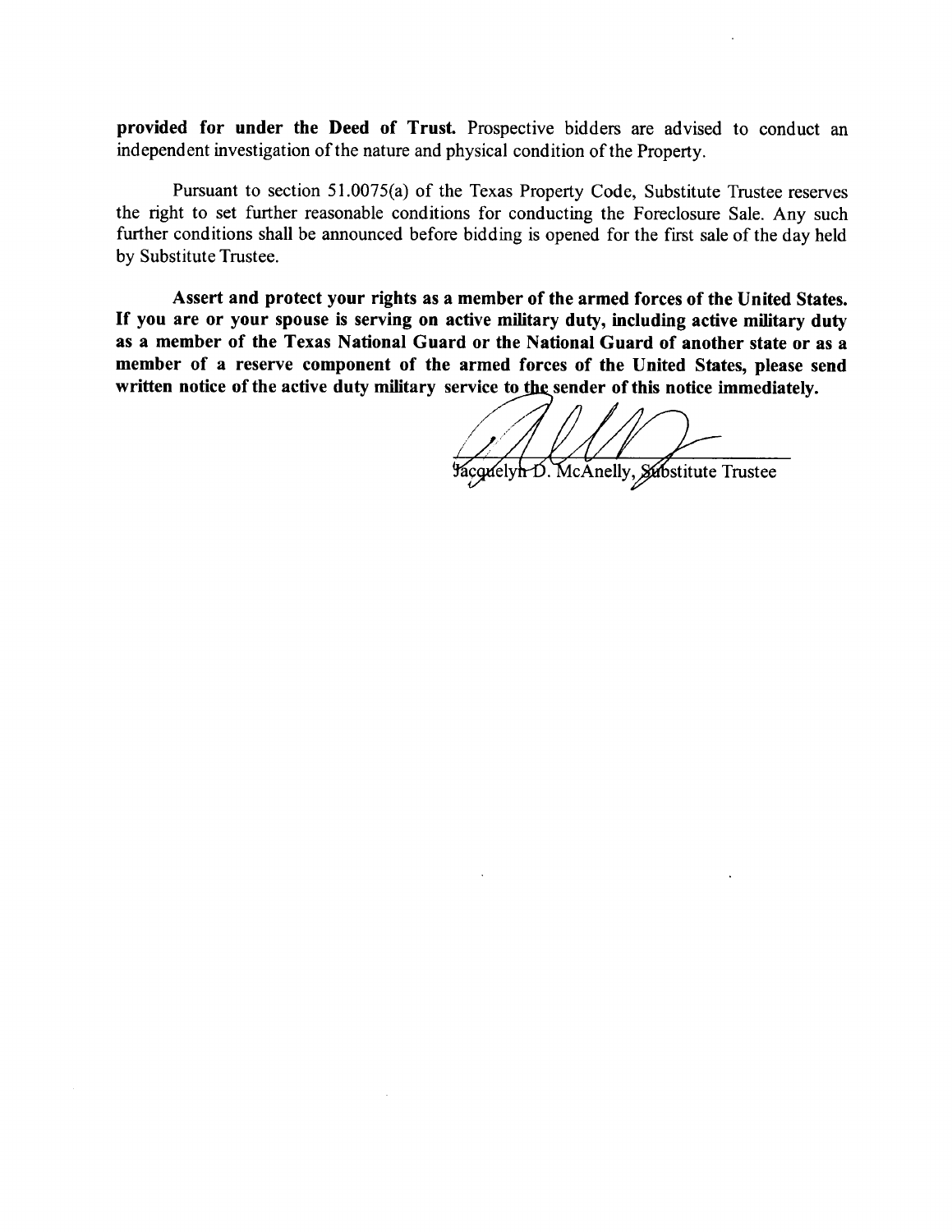**provided for under the Deed of Trust.** Prospective bidders are advised to conduct an independent investigation of the nature and physical condition of the Property.

Pursuant to section 51.0075(a) of the Texas Property Code, Substitute Trustee reserves the right to set further reasonable conditions for conducting the Foreclosure Sale. Any such further conditions shall be announced before bidding is opened for the first sale of the day held by Substitute Trustee.

**Assert and protect your rights as a member of the armed forces of the United States. If you are or your spouse is serving on active military duty, including active military duty as a member of the Texas National Guard or the National Guard of another state or as a member of a reserve component of the armed forces of the United States, please send written notice of the active duty military service to the sender of this notice immediately.**

Jacquelyn D. McAnelly, Substitute Trustee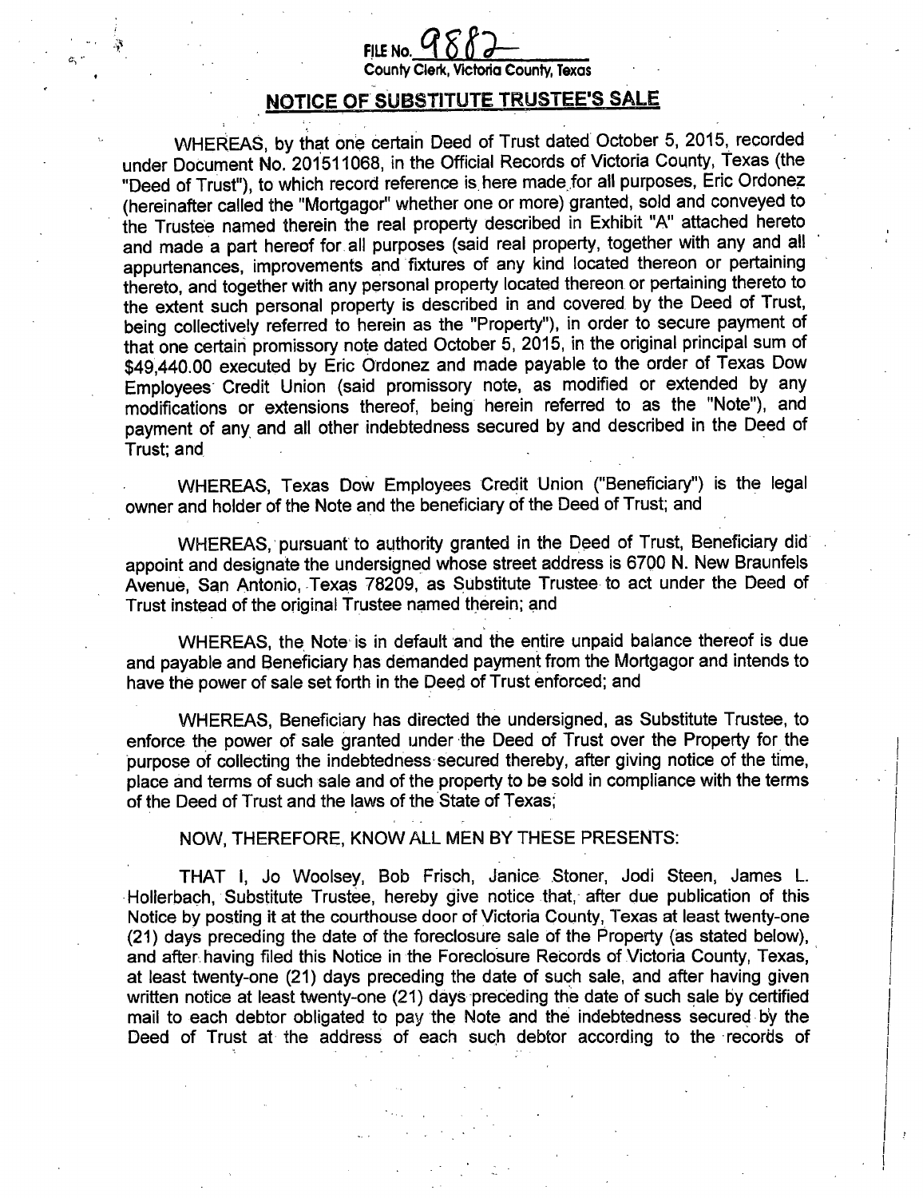FILE No. 9882
County Clerk, Victoria County, Texas

## NOTICE OF SUBSTITUTE TRUSTEE'S SALE

WHEREAS, by that one certain Deed of Trust dated October 5, 2015, recorded under Document No. 201511068, in the Official Records of Victoria County, Texas (the "Deed of Trust"), to which record reference is here made for all purposes, Eric Ordonez (hereinafter called the "Mortgagor" whether one or more) granted, sold and conveyed to the Trustee named therein the real property described in Exhibit "A" attached hereto and made a part hereof for all purposes (said real property, together with any and all appurtenances, improvements and fixtures of any kind located thereon or pertaining thereto, and together with any personal property located thereon or pertaining thereto to the extent such personal property is described in and covered by the Deed of Trust, being collectively referred to herein as the "Property"), in order to secure payment of that one certain promissory note dated October 5, 2015, in the original principal sum of $49,440.00 executed by Eric Ordonez and made payable to the order of Texas Dow Employees Credit Union (said promissory note, as modified or extended by any modifications or extensions thereof, being herein referred to as the "Note"), and payment of any and all other indebtedness secured by and described in the Deed of Trust; and

WHEREAS, Texas Dow Employees Credit Union ("Beneficiary") is the legal owner and holder of the Note and the beneficiary of the Deed of Trust; and

WHEREAS, pursuant to authority granted in the Deed of Trust, Beneficiary did appoint and designate the undersigned whose street address is 6700 N. New Braunfels Avenue, San Antonio, Texas 78209, as Substitute Trustee to act under the Deed of Trust instead of the original Trustee named therein; and

WHEREAS, the Note is in default and the entire unpaid balance thereof is due and payable and Beneficiary has demanded payment from the Mortgagor and intends to have the power of sale set forth in the Deed of Trust enforced; and

WHEREAS, Beneficiary has directed the undersigned, as Substitute Trustee, to enforce the power of sale granted under the Deed of Trust over the Property for the purpose of collecting the indebtedness secured thereby, after giving notice of the time, place and terms of such sale and of the property to be sold in compliance with the terms of the Deed of Trust and the laws of the State of Texas;

NOW, THEREFORE, KNOW ALL MEN BY THESE PRESENTS:

THAT I, Jo Woolsey, Bob Frisch, Janice Stoner, Jodi Steen, James L. Hollerbach, Substitute Trustee, hereby give notice that, after due publication of this Notice by posting it at the courthouse door of Victoria County, Texas at least twenty-one (21) days preceding the date of the foreclosure sale of the Property (as stated below), and after having filed this Notice in the Foreclosure Records of Victoria County, Texas, at least twenty-one (21) days preceding the date of such sale, and after having given written notice at least twenty-one (21) days preceding the date of such sale by certified mail to each debtor obligated to pay the Note and the indebtedness secured by the Deed of Trust at the address of each such debtor according to the records of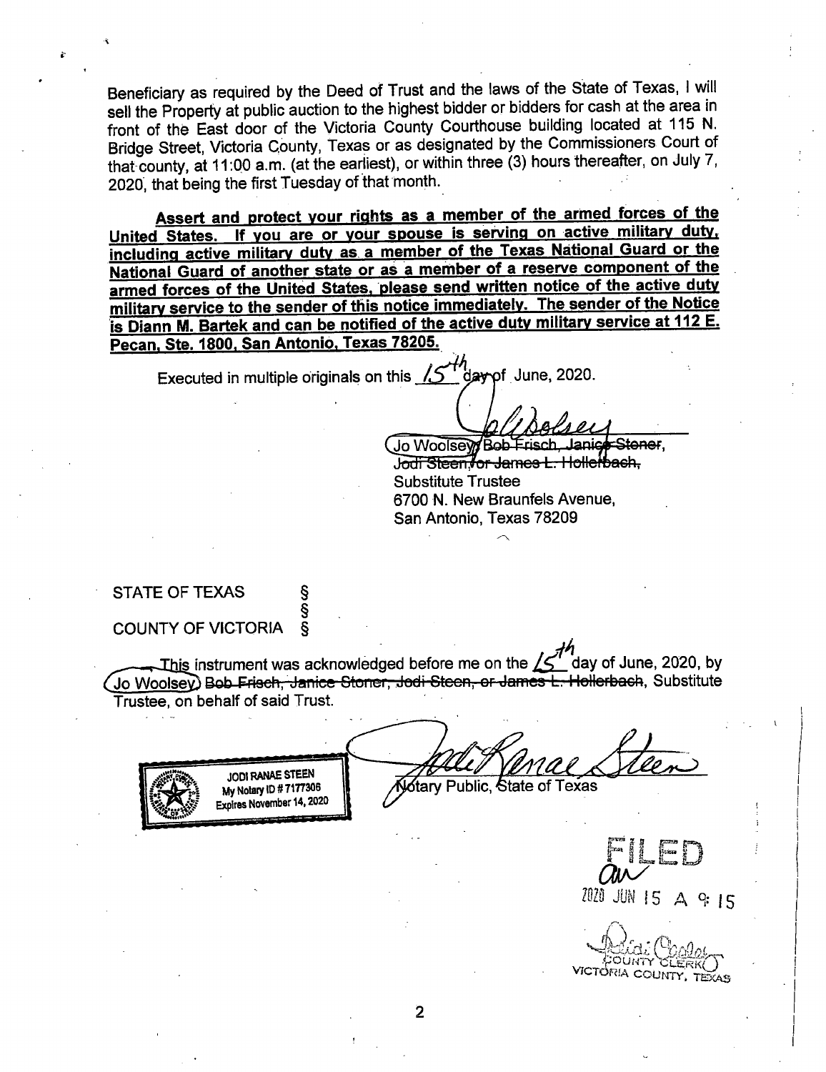Beneficiary as required by the Deed of Trust and the laws of the State of Texas, I will sell the Property at public auction to the highest bidder or bidders for cash at the area in front of the East door of the Victoria County Courthouse building located at 115 N. Bridge Street, Victoria County, Texas or as designated by the Commissioners Court of that county, at 11:00 a.m. (at the earliest), or within three (3) hours thereafter, on July 7, 2020, that being the first Tuesday of that month.

**Assert and protect your rights as a member of the armed forces of the United States. If you are or your spouse is serving on active military duty, including active military duty as a member of the Texas National Guard or the National Guard of another state or as a member of a reserve component of the armed forces of the United States, please send written notice of the active duty military service to the sender of this notice immediately. The sender of the Notice is Diann M. Bartek and can be notified of the active duty military service at 112 E. Pecan, Ste. 1800, San Antonio, Texas 78205.**

Executed in multiple originals on this 15th day of June, 2020.

Jo Woolsey, ~~Bob Frisch, Janice Stoner, Jodi Steen, or James L. Hollerbach,~~
Substitute Trustee
6700 N. New Braunfels Avenue,
San Antonio, Texas 78209

STATE OF TEXAS §
§
COUNTY OF VICTORIA §

This instrument was acknowledged before me on the 15th day of June, 2020, by Jo Woolsey ~~Bob Frisch, Janice Stoner, Jodi Steen, or James L. Hollerbach~~, Substitute Trustee, on behalf of said Trust.

JODI RANAE STEEN
My Notary ID # 7177306
Expires November 14, 2020

Notary Public, State of Texas

FILED
2020 JUN 15 A 9:15
COUNTY CLERK
VICTORIA COUNTY, TEXAS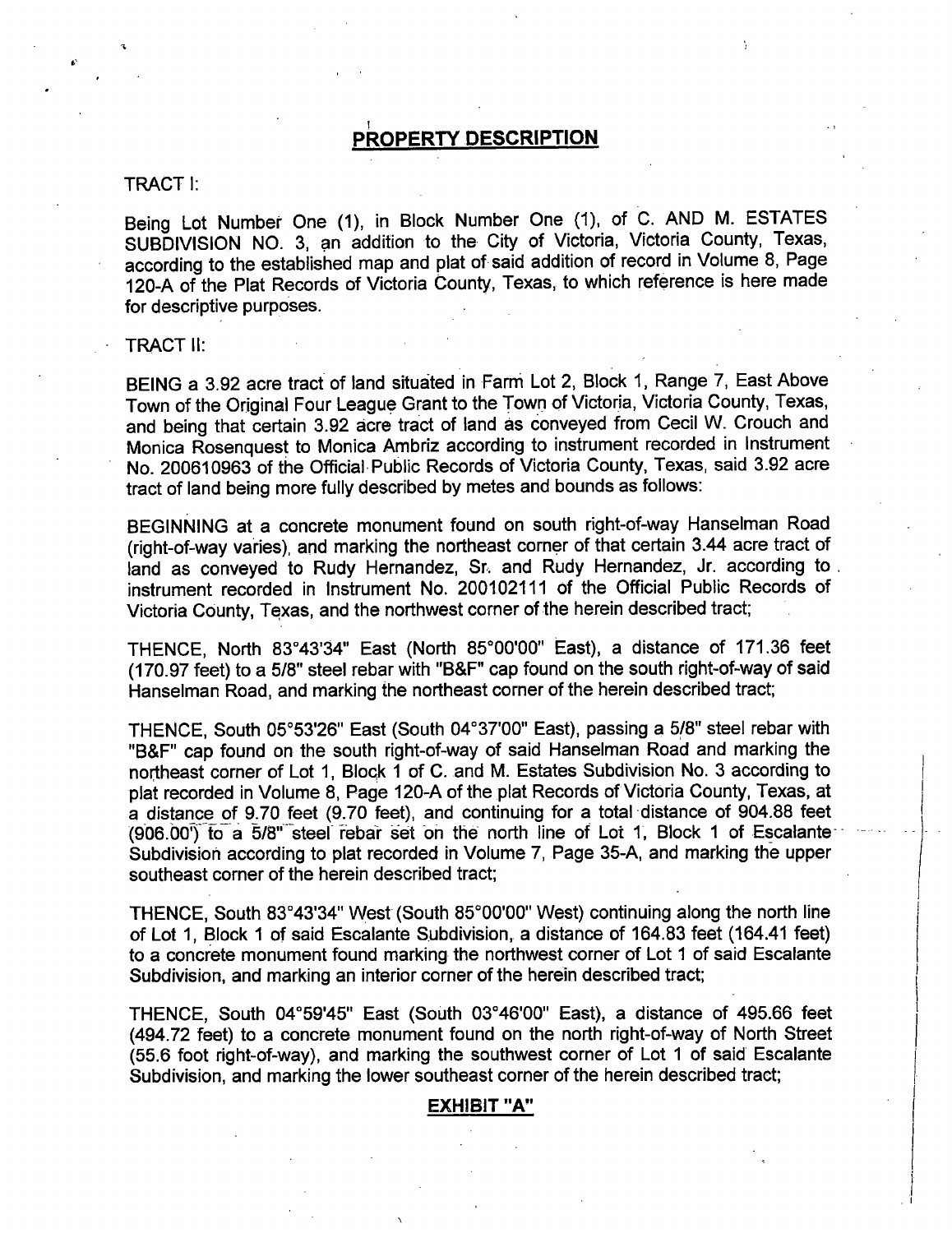## PROPERTY DESCRIPTION

TRACT I:

Being Lot Number One (1), in Block Number One (1), of C. AND M. ESTATES SUBDIVISION NO. 3, an addition to the City of Victoria, Victoria County, Texas, according to the established map and plat of said addition of record in Volume 8, Page 120-A of the Plat Records of Victoria County, Texas, to which reference is here made for descriptive purposes.

TRACT II:

BEING a 3.92 acre tract of land situated in Farm Lot 2, Block 1, Range 7, East Above Town of the Original Four League Grant to the Town of Victoria, Victoria County, Texas, and being that certain 3.92 acre tract of land as conveyed from Cecil W. Crouch and Monica Rosenquest to Monica Ambriz according to instrument recorded in Instrument No. 200610963 of the Official Public Records of Victoria County, Texas, said 3.92 acre tract of land being more fully described by metes and bounds as follows:

BEGINNING at a concrete monument found on south right-of-way Hanselman Road (right-of-way varies), and marking the northeast corner of that certain 3.44 acre tract of land as conveyed to Rudy Hernandez, Sr. and Rudy Hernandez, Jr. according to instrument recorded in Instrument No. 200102111 of the Official Public Records of Victoria County, Texas, and the northwest corner of the herein described tract;

THENCE, North 83°43'34" East (North 85°00'00" East), a distance of 171.36 feet (170.97 feet) to a 5/8" steel rebar with "B&F" cap found on the south right-of-way of said Hanselman Road, and marking the northeast corner of the herein described tract;

THENCE, South 05°53'26" East (South 04°37'00" East), passing a 5/8" steel rebar with "B&F" cap found on the south right-of-way of said Hanselman Road and marking the northeast corner of Lot 1, Block 1 of C. and M. Estates Subdivision No. 3 according to plat recorded in Volume 8, Page 120-A of the plat Records of Victoria County, Texas, at a distance of 9.70 feet (9.70 feet), and continuing for a total distance of 904.88 feet (906.00') to a 5/8" steel rebar set on the north line of Lot 1, Block 1 of Escalante Subdivision according to plat recorded in Volume 7, Page 35-A, and marking the upper southeast corner of the herein described tract;

THENCE, South 83°43'34" West (South 85°00'00" West) continuing along the north line of Lot 1, Block 1 of said Escalante Subdivision, a distance of 164.83 feet (164.41 feet) to a concrete monument found marking the northwest corner of Lot 1 of said Escalante Subdivision, and marking an interior corner of the herein described tract;

THENCE, South 04°59'45" East (South 03°46'00" East), a distance of 495.66 feet (494.72 feet) to a concrete monument found on the north right-of-way of North Street (55.6 foot right-of-way), and marking the southwest corner of Lot 1 of said Escalante Subdivision, and marking the lower southeast corner of the herein described tract;

**EXHIBIT "A"**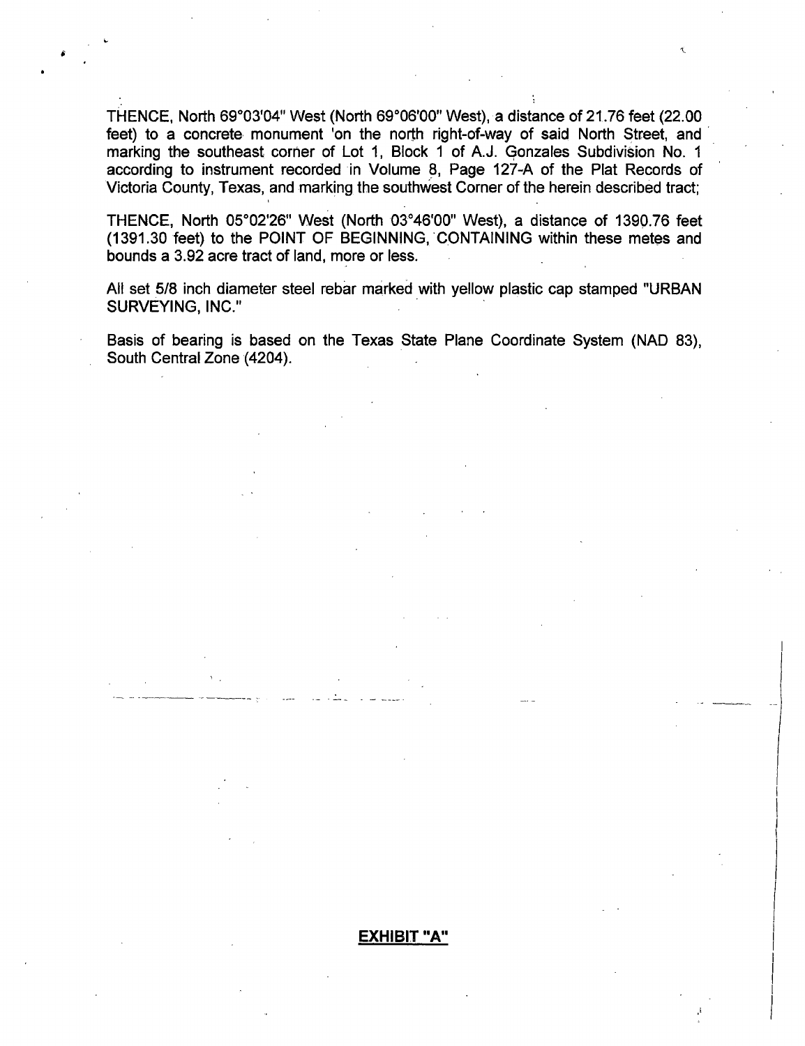THENCE, North 69°03'04" West (North 69°06'00" West), a distance of 21.76 feet (22.00 feet) to a concrete monument 'on the north right-of-way of said North Street, and marking the southeast corner of Lot 1, Block 1 of A.J. Gonzales Subdivision No. 1 according to instrument recorded in Volume 8, Page 127-A of the Plat Records of Victoria County, Texas, and marking the southwest Corner of the herein described tract;

THENCE, North 05°02'26" West (North 03°46'00" West), a distance of 1390.76 feet (1391.30 feet) to the POINT OF BEGINNING, CONTAINING within these metes and bounds a 3.92 acre tract of land, more or less.

All set 5/8 inch diameter steel rebar marked with yellow plastic cap stamped "URBAN SURVEYING, INC."

Basis of bearing is based on the Texas State Plane Coordinate System (NAD 83), South Central Zone (4204).

**EXHIBIT "A"**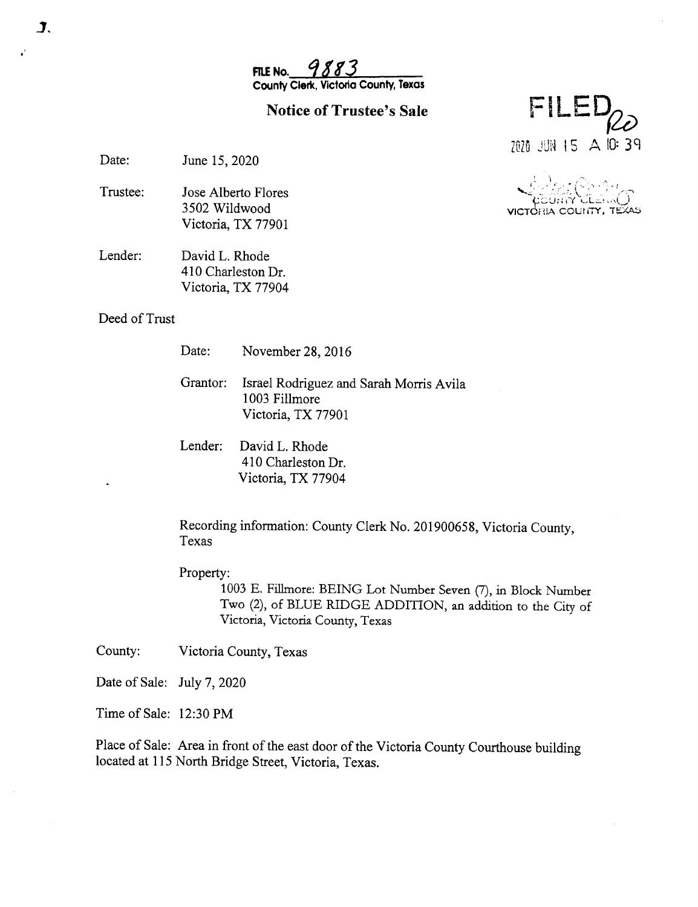**FILE No.** 9883
**County Clerk, Victoria County, Texas**

FILED
2020 JUN 15 A 10:39
COUNTY CLERK
VICTORIA COUNTY, TEXAS

## Notice of Trustee's Sale

Date: June 15, 2020

Trustee: Jose Alberto Flores
3502 Wildwood
Victoria, TX 77901

Lender: David L. Rhode
410 Charleston Dr.
Victoria, TX 77904

Deed of Trust

Date: November 28, 2016

Grantor: Israel Rodriguez and Sarah Morris Avila
1003 Fillmore
Victoria, TX 77901

Lender: David L. Rhode
410 Charleston Dr.
Victoria, TX 77904

Recording information: County Clerk No. 201900658, Victoria County, Texas

Property:
1003 E. Fillmore: BEING Lot Number Seven (7), in Block Number Two (2), of BLUE RIDGE ADDITION, an addition to the City of Victoria, Victoria County, Texas

County: Victoria County, Texas

Date of Sale: July 7, 2020

Time of Sale: 12:30 PM

Place of Sale: Area in front of the east door of the Victoria County Courthouse building located at 115 North Bridge Street, Victoria, Texas.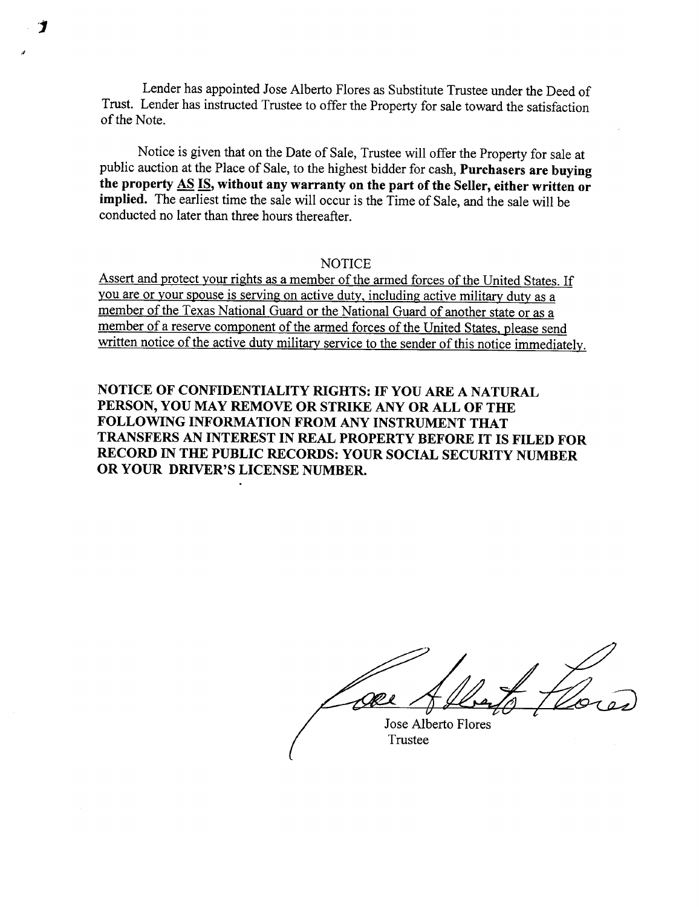Lender has appointed Jose Alberto Flores as Substitute Trustee under the Deed of Trust. Lender has instructed Trustee to offer the Property for sale toward the satisfaction of the Note.

Notice is given that on the Date of Sale, Trustee will offer the Property for sale at public auction at the Place of Sale, to the highest bidder for cash, **Purchasers are buying the property AS IS, without any warranty on the part of the Seller, either written or implied.** The earliest time the sale will occur is the Time of Sale, and the sale will be conducted no later than three hours thereafter.

NOTICE

Assert and protect your rights as a member of the armed forces of the United States. If you are or your spouse is serving on active duty, including active military duty as a member of the Texas National Guard or the National Guard of another state or as a member of a reserve component of the armed forces of the United States, please send written notice of the active duty military service to the sender of this notice immediately.

**NOTICE OF CONFIDENTIALITY RIGHTS: IF YOU ARE A NATURAL PERSON, YOU MAY REMOVE OR STRIKE ANY OR ALL OF THE FOLLOWING INFORMATION FROM ANY INSTRUMENT THAT TRANSFERS AN INTEREST IN REAL PROPERTY BEFORE IT IS FILED FOR RECORD IN THE PUBLIC RECORDS: YOUR SOCIAL SECURITY NUMBER OR YOUR DRIVER'S LICENSE NUMBER.**

Jose Alberto Flores
Trustee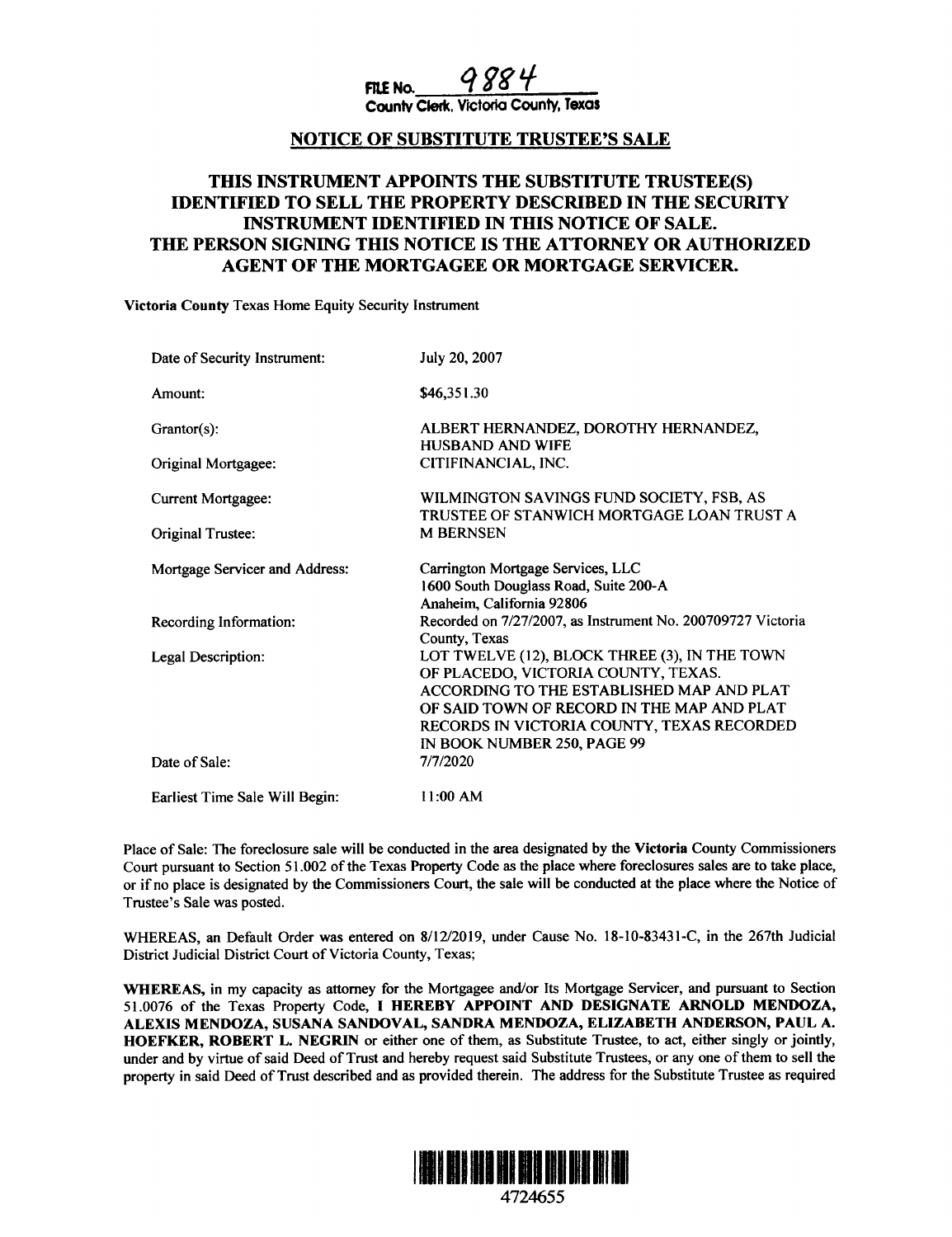**FILE No.** 9884
**County Clerk, Victoria County, Texas**

## NOTICE OF SUBSTITUTE TRUSTEE'S SALE

### THIS INSTRUMENT APPOINTS THE SUBSTITUTE TRUSTEE(S) IDENTIFIED TO SELL THE PROPERTY DESCRIBED IN THE SECURITY INSTRUMENT IDENTIFIED IN THIS NOTICE OF SALE. THE PERSON SIGNING THIS NOTICE IS THE ATTORNEY OR AUTHORIZED AGENT OF THE MORTGAGEE OR MORTGAGE SERVICER.

**Victoria County** Texas Home Equity Security Instrument

| | |
|---|---|
| Date of Security Instrument: | July 20, 2007 |
| Amount: | $46,351.30 |
| Grantor(s): | ALBERT HERNANDEZ, DOROTHY HERNANDEZ, HUSBAND AND WIFE |
| Original Mortgagee: | CITIFINANCIAL, INC. |
| Current Mortgagee: | WILMINGTON SAVINGS FUND SOCIETY, FSB, AS TRUSTEE OF STANWICH MORTGAGE LOAN TRUST A |
| Original Trustee: | M BERNSEN |
| Mortgage Servicer and Address: | Carrington Mortgage Services, LLC<br>1600 South Douglass Road, Suite 200-A<br>Anaheim, California 92806 |
| Recording Information: | Recorded on 7/27/2007, as Instrument No. 200709727 Victoria County, Texas |
| Legal Description: | LOT TWELVE (12), BLOCK THREE (3), IN THE TOWN OF PLACEDO, VICTORIA COUNTY, TEXAS. ACCORDING TO THE ESTABLISHED MAP AND PLAT OF SAID TOWN OF RECORD IN THE MAP AND PLAT RECORDS IN VICTORIA COUNTY, TEXAS RECORDED IN BOOK NUMBER 250, PAGE 99 |
| Date of Sale: | 7/7/2020 |
| Earliest Time Sale Will Begin: | 11:00 AM |

Place of Sale: The foreclosure sale will be conducted in the area designated by the **Victoria** County Commissioners Court pursuant to Section 51.002 of the Texas Property Code as the place where foreclosures sales are to take place, or if no place is designated by the Commissioners Court, the sale will be conducted at the place where the Notice of Trustee's Sale was posted.

WHEREAS, an Default Order was entered on 8/12/2019, under Cause No. 18-10-83431-C, in the 267th Judicial District Judicial District Court of Victoria County, Texas;

**WHEREAS,** in my capacity as attorney for the Mortgagee and/or Its Mortgage Servicer, and pursuant to Section 51.0076 of the Texas Property Code, **I HEREBY APPOINT AND DESIGNATE ARNOLD MENDOZA, ALEXIS MENDOZA, SUSANA SANDOVAL, SANDRA MENDOZA, ELIZABETH ANDERSON, PAUL A. HOEFKER, ROBERT L. NEGRIN** or either one of them, as Substitute Trustee, to act, either singly or jointly, under and by virtue of said Deed of Trust and hereby request said Substitute Trustees, or any one of them to sell the property in said Deed of Trust described and as provided therein. The address for the Substitute Trustee as required

4724655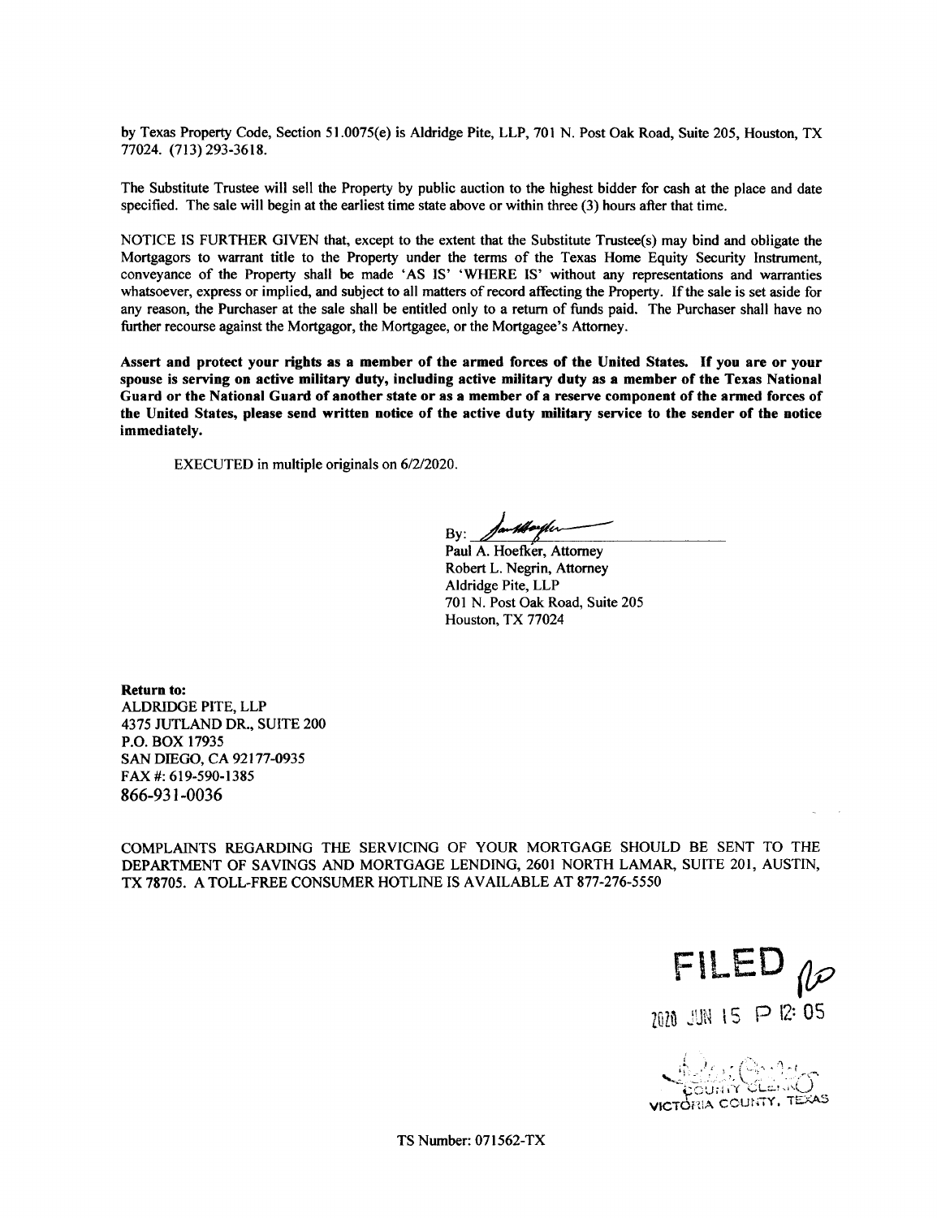by Texas Property Code, Section 51.0075(e) is Aldridge Pite, LLP, 701 N. Post Oak Road, Suite 205, Houston, TX 77024. (713) 293-3618.

The Substitute Trustee will sell the Property by public auction to the highest bidder for cash at the place and date specified. The sale will begin at the earliest time state above or within three (3) hours after that time.

NOTICE IS FURTHER GIVEN that, except to the extent that the Substitute Trustee(s) may bind and obligate the Mortgagors to warrant title to the Property under the terms of the Texas Home Equity Security Instrument, conveyance of the Property shall be made 'AS IS' 'WHERE IS' without any representations and warranties whatsoever, express or implied, and subject to all matters of record affecting the Property. If the sale is set aside for any reason, the Purchaser at the sale shall be entitled only to a return of funds paid. The Purchaser shall have no further recourse against the Mortgagor, the Mortgagee, or the Mortgagee's Attorney.

**Assert and protect your rights as a member of the armed forces of the United States. If you are or your spouse is serving on active military duty, including active military duty as a member of the Texas National Guard or the National Guard of another state or as a member of a reserve component of the armed forces of the United States, please send written notice of the active duty military service to the sender of the notice immediately.**

EXECUTED in multiple originals on 6/2/2020.

By: ______________________
Paul A. Hoefker, Attorney
Robert L. Negrin, Attorney
Aldridge Pite, LLP
701 N. Post Oak Road, Suite 205
Houston, TX 77024

**Return to:**
ALDRIDGE PITE, LLP
4375 JUTLAND DR., SUITE 200
P.O. BOX 17935
SAN DIEGO, CA 92177-0935
FAX #: 619-590-1385
866-931-0036

COMPLAINTS REGARDING THE SERVICING OF YOUR MORTGAGE SHOULD BE SENT TO THE DEPARTMENT OF SAVINGS AND MORTGAGE LENDING, 2601 NORTH LAMAR, SUITE 201, AUSTIN, TX 78705. A TOLL-FREE CONSUMER HOTLINE IS AVAILABLE AT 877-276-5550

FILED
2020 JUN 15 P 12:05

COUNTY CLERK
VICTORIA COUNTY, TEXAS

TS Number: 071562-TX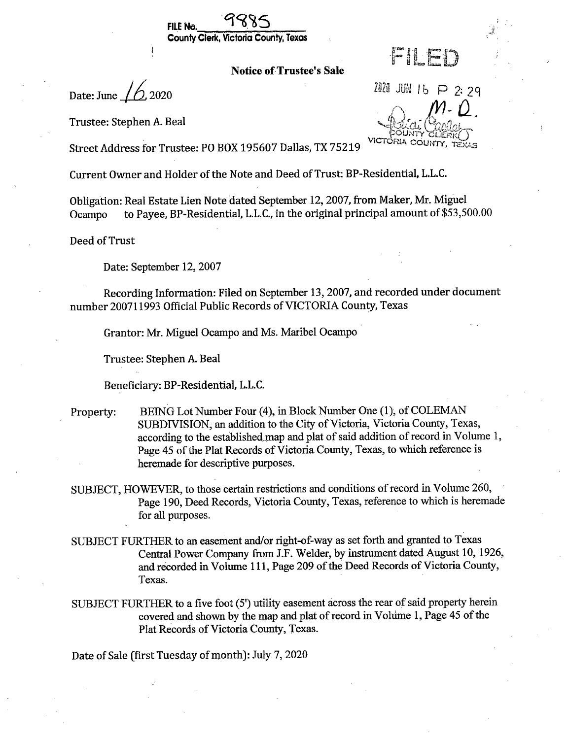FILE No. 9885
County Clerk, Victoria County, Texas

FILED

2020 JUN 16 P 2:29

M. D.

COUNTY CLERK
VICTORIA COUNTY, TEXAS

**Notice of Trustee's Sale**

Date: June 16, 2020

Trustee: Stephen A. Beal

Street Address for Trustee: PO BOX 195607 Dallas, TX 75219

Current Owner and Holder of the Note and Deed of Trust: BP-Residential, L.L.C.

Obligation: Real Estate Lien Note dated September 12, 2007, from Maker, Mr. Miguel Ocampo to Payee, BP-Residential, L.L.C., in the original principal amount of $53,500.00

Deed of Trust

Date: September 12, 2007

Recording Information: Filed on September 13, 2007, and recorded under document number 200711993 Official Public Records of VICTORIA County, Texas

Grantor: Mr. Miguel Ocampo and Ms. Maribel Ocampo

Trustee: Stephen A. Beal

Beneficiary: BP-Residential, L.L.C.

Property: BEING Lot Number Four (4), in Block Number One (1), of COLEMAN SUBDIVISION, an addition to the City of Victoria, Victoria County, Texas, according to the established map and plat of said addition of record in Volume 1, Page 45 of the Plat Records of Victoria County, Texas, to which reference is heremade for descriptive purposes.

SUBJECT, HOWEVER, to those certain restrictions and conditions of record in Volume 260, Page 190, Deed Records, Victoria County, Texas, reference to which is heremade for all purposes.

SUBJECT FURTHER to an easement and/or right-of-way as set forth and granted to Texas Central Power Company from J.F. Welder, by instrument dated August 10, 1926, and recorded in Volume 111, Page 209 of the Deed Records of Victoria County, Texas.

SUBJECT FURTHER to a five foot (5') utility easement across the rear of said property herein covered and shown by the map and plat of record in Volume 1, Page 45 of the Plat Records of Victoria County, Texas.

Date of Sale (first Tuesday of month): July 7, 2020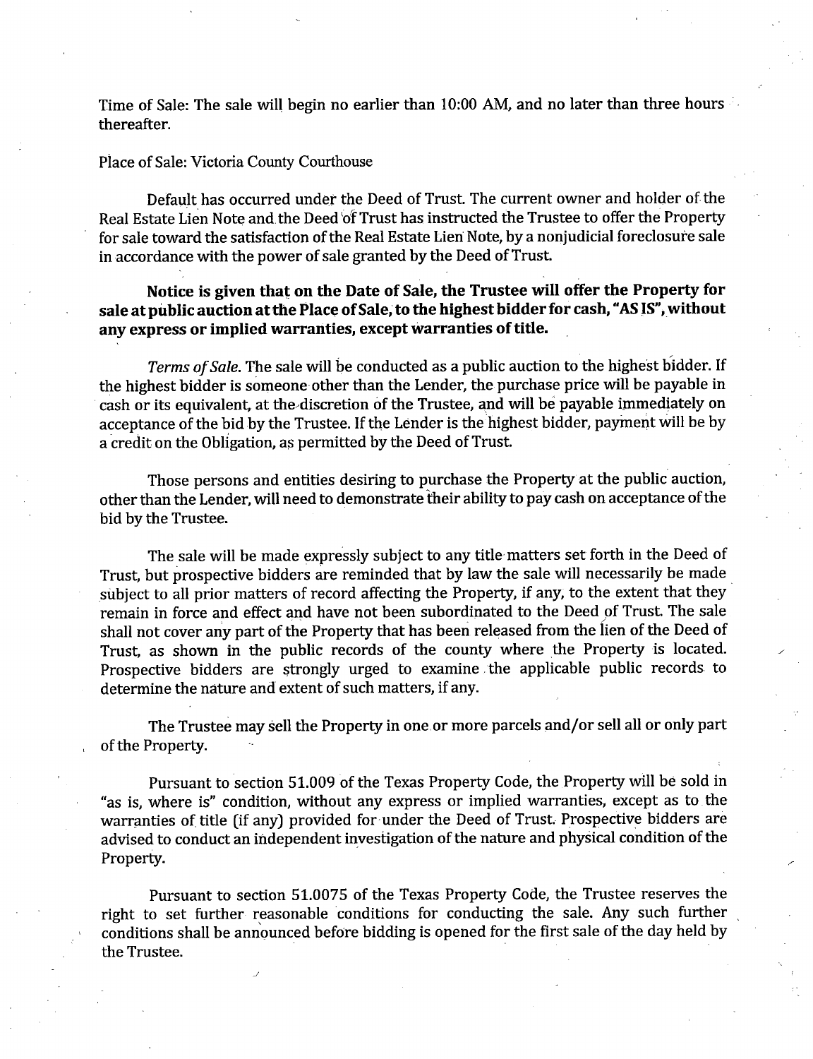Time of Sale: The sale will begin no earlier than 10:00 AM, and no later than three hours thereafter.

Place of Sale: Victoria County Courthouse

Default has occurred under the Deed of Trust. The current owner and holder of the Real Estate Lien Note and the Deed of Trust has instructed the Trustee to offer the Property for sale toward the satisfaction of the Real Estate Lien Note, by a nonjudicial foreclosure sale in accordance with the power of sale granted by the Deed of Trust.

**Notice is given that on the Date of Sale, the Trustee will offer the Property for sale at public auction at the Place of Sale, to the highest bidder for cash, "AS IS", without any express or implied warranties, except warranties of title.**

*Terms of Sale.* The sale will be conducted as a public auction to the highest bidder. If the highest bidder is someone other than the Lender, the purchase price will be payable in cash or its equivalent, at the discretion of the Trustee, and will be payable immediately on acceptance of the bid by the Trustee. If the Lender is the highest bidder, payment will be by a credit on the Obligation, as permitted by the Deed of Trust.

Those persons and entities desiring to purchase the Property at the public auction, other than the Lender, will need to demonstrate their ability to pay cash on acceptance of the bid by the Trustee.

The sale will be made expressly subject to any title matters set forth in the Deed of Trust, but prospective bidders are reminded that by law the sale will necessarily be made subject to all prior matters of record affecting the Property, if any, to the extent that they remain in force and effect and have not been subordinated to the Deed of Trust. The sale shall not cover any part of the Property that has been released from the lien of the Deed of Trust, as shown in the public records of the county where the Property is located. Prospective bidders are strongly urged to examine the applicable public records to determine the nature and extent of such matters, if any.

The Trustee may sell the Property in one or more parcels and/or sell all or only part of the Property.

Pursuant to section 51.009 of the Texas Property Code, the Property will be sold in "as is, where is" condition, without any express or implied warranties, except as to the warranties of title (if any) provided for under the Deed of Trust. Prospective bidders are advised to conduct an independent investigation of the nature and physical condition of the Property.

Pursuant to section 51.0075 of the Texas Property Code, the Trustee reserves the right to set further reasonable conditions for conducting the sale. Any such further conditions shall be announced before bidding is opened for the first sale of the day held by the Trustee.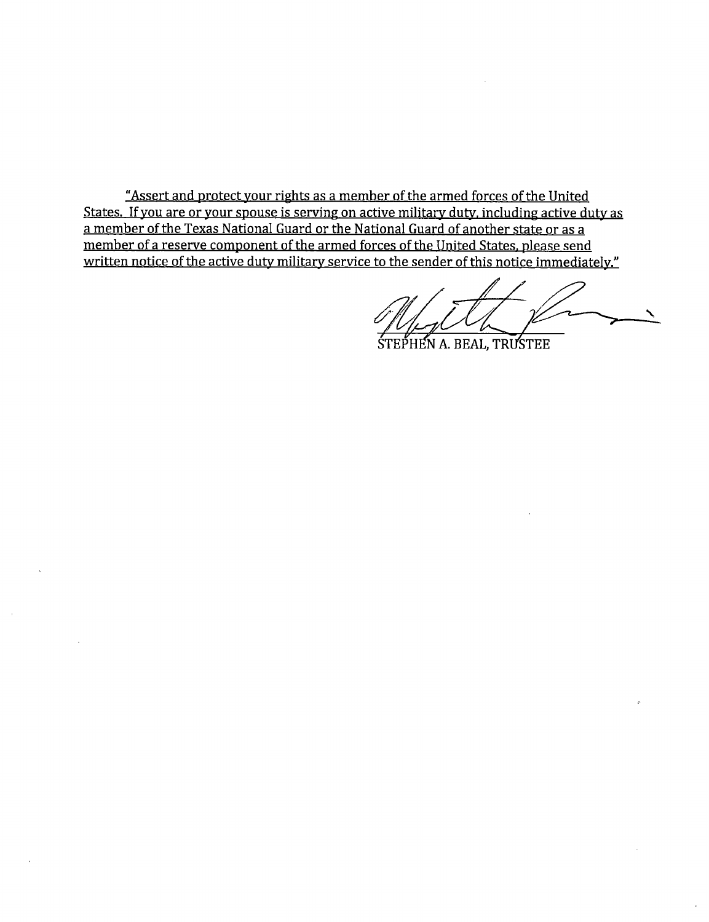<u>"Assert and protect your rights as a member of the armed forces of the United States. If you are or your spouse is serving on active military duty, including active duty as a member of the Texas National Guard or the National Guard of another state or as a member of a reserve component of the armed forces of the United States, please send written notice of the active duty military service to the sender of this notice immediately."</u>

STEPHEN A. BEAL, TRUSTEE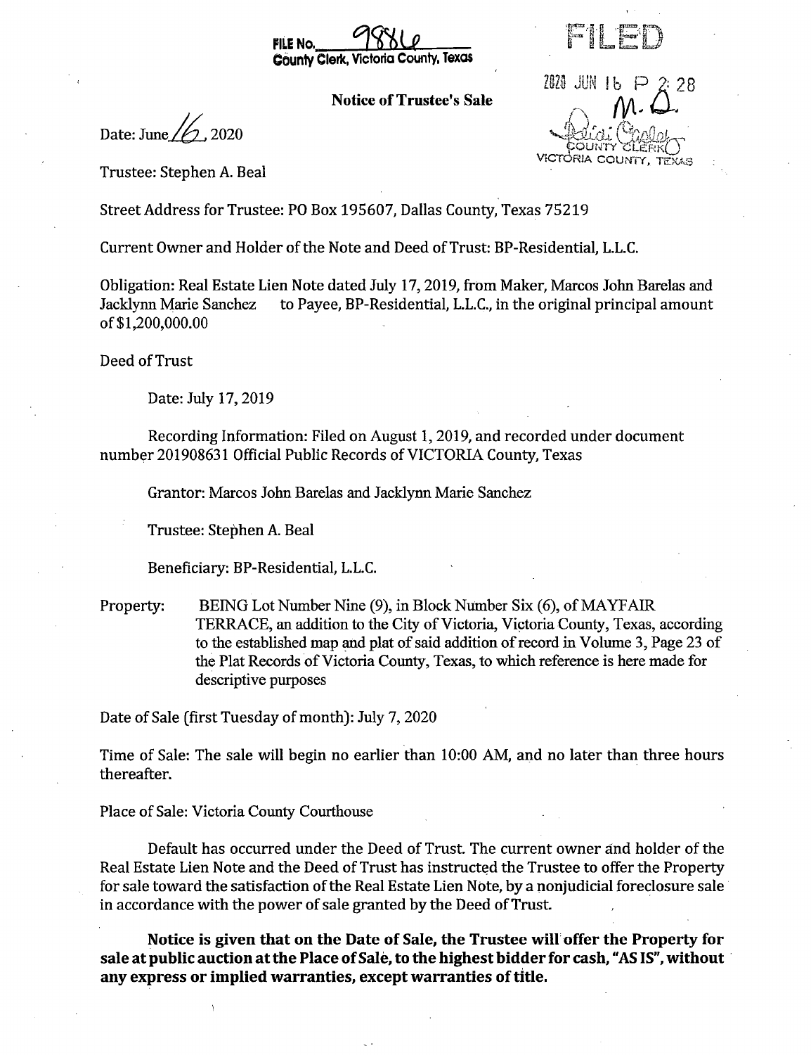**FILE No.** 9886
**County Clerk, Victoria County, Texas**

FILED

2020 JUN 16 P 2:28

M. D.

COUNTY CLERK
VICTORIA COUNTY, TEXAS

**Notice of Trustee's Sale**

Date: June 16, 2020

Trustee: Stephen A. Beal

Street Address for Trustee: PO Box 195607, Dallas County, Texas 75219

Current Owner and Holder of the Note and Deed of Trust: BP-Residential, L.L.C.

Obligation: Real Estate Lien Note dated July 17, 2019, from Maker, Marcos John Barelas and Jacklynn Marie Sanchez to Payee, BP-Residential, L.L.C., in the original principal amount of $1,200,000.00

Deed of Trust

Date: July 17, 2019

Recording Information: Filed on August 1, 2019, and recorded under document number 201908631 Official Public Records of VICTORIA County, Texas

Grantor: Marcos John Barelas and Jacklynn Marie Sanchez

Trustee: Stephen A. Beal

Beneficiary: BP-Residential, L.L.C.

Property: BEING Lot Number Nine (9), in Block Number Six (6), of MAYFAIR TERRACE, an addition to the City of Victoria, Victoria County, Texas, according to the established map and plat of said addition of record in Volume 3, Page 23 of the Plat Records of Victoria County, Texas, to which reference is here made for descriptive purposes

Date of Sale (first Tuesday of month): July 7, 2020

Time of Sale: The sale will begin no earlier than 10:00 AM, and no later than three hours thereafter.

Place of Sale: Victoria County Courthouse

Default has occurred under the Deed of Trust. The current owner and holder of the Real Estate Lien Note and the Deed of Trust has instructed the Trustee to offer the Property for sale toward the satisfaction of the Real Estate Lien Note, by a nonjudicial foreclosure sale in accordance with the power of sale granted by the Deed of Trust.

**Notice is given that on the Date of Sale, the Trustee will offer the Property for sale at public auction at the Place of Sale, to the highest bidder for cash, "AS IS", without any express or implied warranties, except warranties of title.**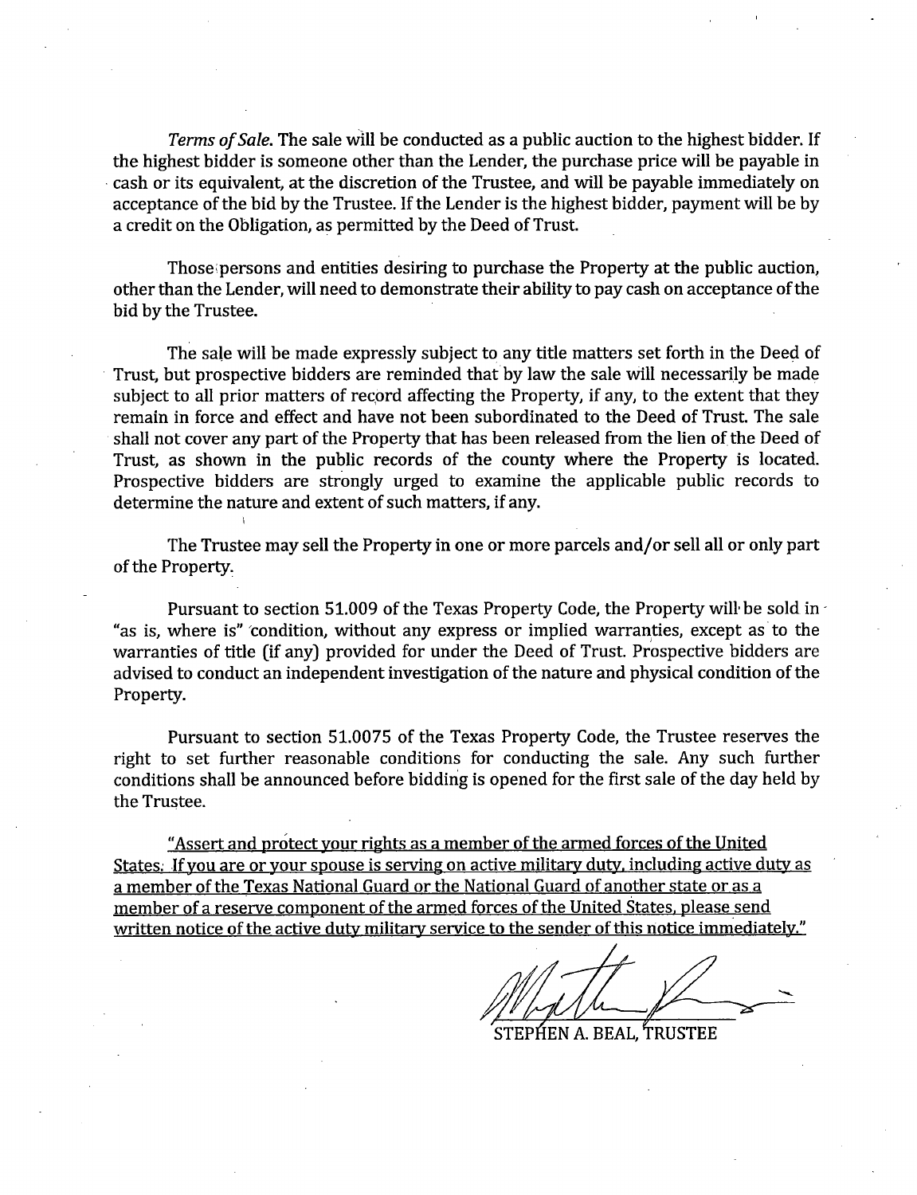*Terms of Sale.* The sale will be conducted as a public auction to the highest bidder. If the highest bidder is someone other than the Lender, the purchase price will be payable in cash or its equivalent, at the discretion of the Trustee, and will be payable immediately on acceptance of the bid by the Trustee. If the Lender is the highest bidder, payment will be by a credit on the Obligation, as permitted by the Deed of Trust.

Those persons and entities desiring to purchase the Property at the public auction, other than the Lender, will need to demonstrate their ability to pay cash on acceptance of the bid by the Trustee.

The sale will be made expressly subject to any title matters set forth in the Deed of Trust, but prospective bidders are reminded that by law the sale will necessarily be made subject to all prior matters of record affecting the Property, if any, to the extent that they remain in force and effect and have not been subordinated to the Deed of Trust. The sale shall not cover any part of the Property that has been released from the lien of the Deed of Trust, as shown in the public records of the county where the Property is located. Prospective bidders are strongly urged to examine the applicable public records to determine the nature and extent of such matters, if any.

The Trustee may sell the Property in one or more parcels and/or sell all or only part of the Property.

Pursuant to section 51.009 of the Texas Property Code, the Property will be sold in "as is, where is" condition, without any express or implied warranties, except as to the warranties of title (if any) provided for under the Deed of Trust. Prospective bidders are advised to conduct an independent investigation of the nature and physical condition of the Property.

Pursuant to section 51.0075 of the Texas Property Code, the Trustee reserves the right to set further reasonable conditions for conducting the sale. Any such further conditions shall be announced before bidding is opened for the first sale of the day held by the Trustee.

"Assert and protect your rights as a member of the armed forces of the United States. If you are or your spouse is serving on active military duty, including active duty as a member of the Texas National Guard or the National Guard of another state or as a member of a reserve component of the armed forces of the United States, please send written notice of the active duty military service to the sender of this notice immediately."

STEPHEN A. BEAL, TRUSTEE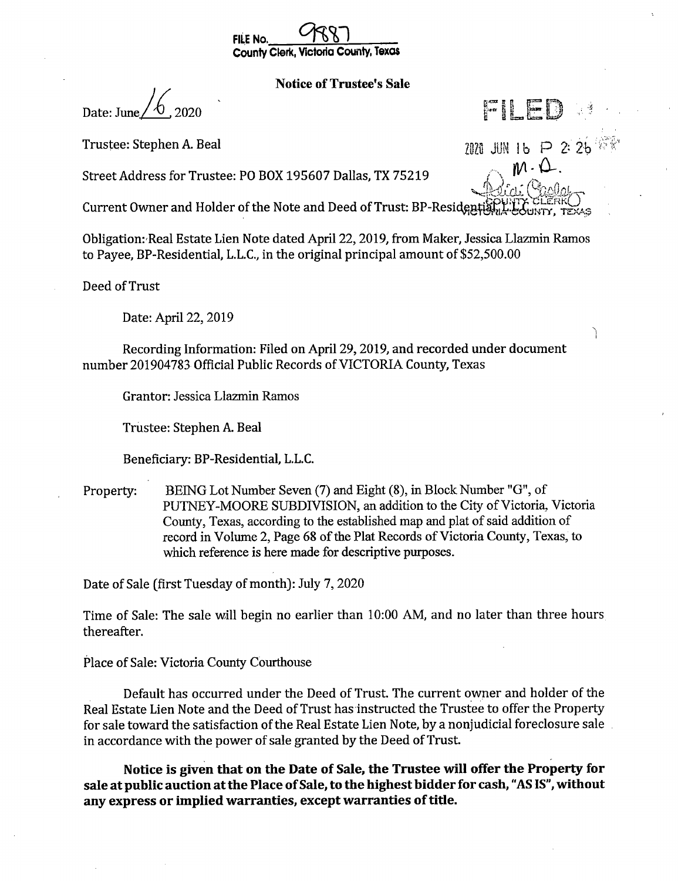FILE No. 9887
County Clerk, Victoria County, Texas

**Notice of Trustee's Sale**

Date: June 16, 2020

FILED

2020 JUN 16 P 2:26

M.D.

COUNTY CLERK
VICTORIA COUNTY, TEXAS

Trustee: Stephen A. Beal

Street Address for Trustee: PO BOX 195607 Dallas, TX 75219

Current Owner and Holder of the Note and Deed of Trust: BP-Residential, L.L.C.

Obligation: Real Estate Lien Note dated April 22, 2019, from Maker, Jessica Llazmin Ramos to Payee, BP-Residential, L.L.C., in the original principal amount of $52,500.00

Deed of Trust

Date: April 22, 2019

Recording Information: Filed on April 29, 2019, and recorded under document number 201904783 Official Public Records of VICTORIA County, Texas

Grantor: Jessica Llazmin Ramos

Trustee: Stephen A. Beal

Beneficiary: BP-Residential, L.L.C.

Property: BEING Lot Number Seven (7) and Eight (8), in Block Number "G", of PUTNEY-MOORE SUBDIVISION, an addition to the City of Victoria, Victoria County, Texas, according to the established map and plat of said addition of record in Volume 2, Page 68 of the Plat Records of Victoria County, Texas, to which reference is here made for descriptive purposes.

Date of Sale (first Tuesday of month): July 7, 2020

Time of Sale: The sale will begin no earlier than 10:00 AM, and no later than three hours thereafter.

Place of Sale: Victoria County Courthouse

Default has occurred under the Deed of Trust. The current owner and holder of the Real Estate Lien Note and the Deed of Trust has instructed the Trustee to offer the Property for sale toward the satisfaction of the Real Estate Lien Note, by a nonjudicial foreclosure sale in accordance with the power of sale granted by the Deed of Trust.

**Notice is given that on the Date of Sale, the Trustee will offer the Property for sale at public auction at the Place of Sale, to the highest bidder for cash, "AS IS", without any express or implied warranties, except warranties of title.**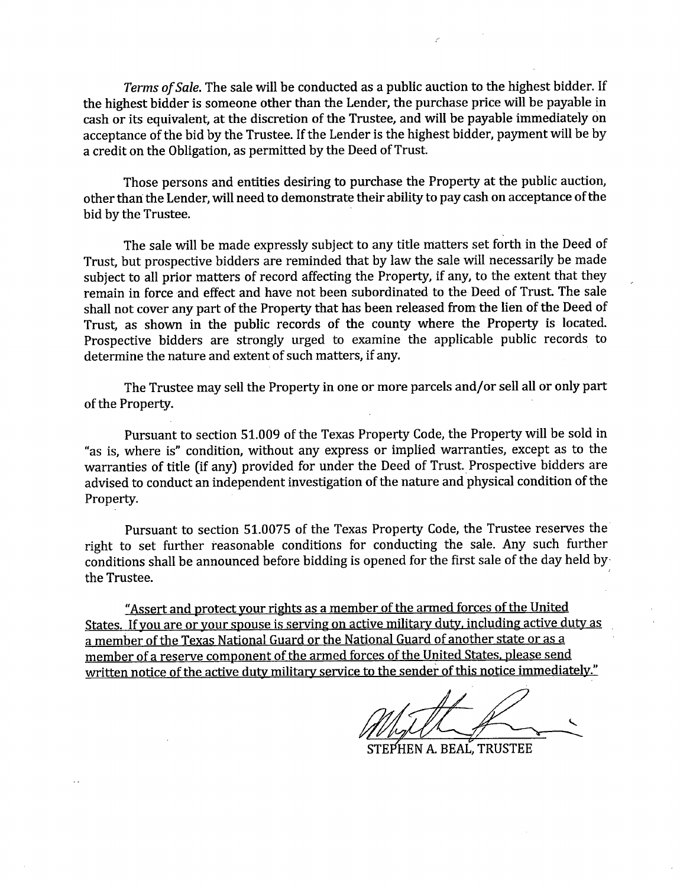*Terms of Sale.* The sale will be conducted as a public auction to the highest bidder. If the highest bidder is someone other than the Lender, the purchase price will be payable in cash or its equivalent, at the discretion of the Trustee, and will be payable immediately on acceptance of the bid by the Trustee. If the Lender is the highest bidder, payment will be by a credit on the Obligation, as permitted by the Deed of Trust.

Those persons and entities desiring to purchase the Property at the public auction, other than the Lender, will need to demonstrate their ability to pay cash on acceptance of the bid by the Trustee.

The sale will be made expressly subject to any title matters set forth in the Deed of Trust, but prospective bidders are reminded that by law the sale will necessarily be made subject to all prior matters of record affecting the Property, if any, to the extent that they remain in force and effect and have not been subordinated to the Deed of Trust. The sale shall not cover any part of the Property that has been released from the lien of the Deed of Trust, as shown in the public records of the county where the Property is located. Prospective bidders are strongly urged to examine the applicable public records to determine the nature and extent of such matters, if any.

The Trustee may sell the Property in one or more parcels and/or sell all or only part of the Property.

Pursuant to section 51.009 of the Texas Property Code, the Property will be sold in "as is, where is" condition, without any express or implied warranties, except as to the warranties of title (if any) provided for under the Deed of Trust. Prospective bidders are advised to conduct an independent investigation of the nature and physical condition of the Property.

Pursuant to section 51.0075 of the Texas Property Code, the Trustee reserves the right to set further reasonable conditions for conducting the sale. Any such further conditions shall be announced before bidding is opened for the first sale of the day held by the Trustee.

<u>"Assert and protect your rights as a member of the armed forces of the United States. If you are or your spouse is serving on active military duty, including active duty as a member of the Texas National Guard or the National Guard of another state or as a member of a reserve component of the armed forces of the United States, please send written notice of the active duty military service to the sender of this notice immediately."</u>

STEPHEN A. BEAL, TRUSTEE